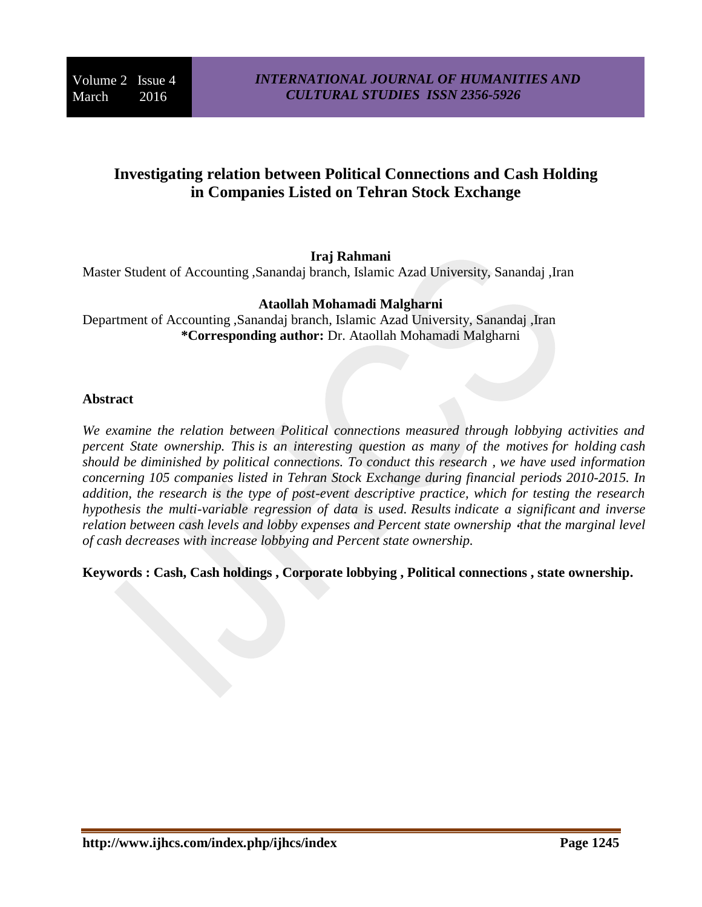# Investigating relation between Political Connections and Cash Holding in Companies Listed on Tehran Stock Exchange

**Iraj Rahmani**

Master Student of Accounting ,Sanandaj branch, Islamic Azad University, Sanandaj ,Iran

**Ataollah Mohamadi Malgharni**

Department of Accounting ,Sanandaj branch, Islamic Azad University, Sanandaj ,Iran

**\*Corresponding author:** Dr. Ataollah Mohamadi Malgharni

## Abstract

*We examine the relation between Political connections measured through lobbying activities and percent State ownership. This is an interesting question as many of the motives for holding cash should be diminished by political connections. To conduct this research , we have used information concerning 105 companies listed in Tehran Stock Exchange during financial periods 2010-2015. In addition, the research is the type of post-event descriptive practice, which for testing the research hypothesis the multi-variable regression of data is used. Results indicate a significant and inverse relation between cash levels and lobby expenses and Percent state ownership ،that the marginal level of cash decreases with increase lobbying and Percent state ownership.*

**Keywords : Cash, Cash holdings , Corporate lobbying , Political connections , state ownership.**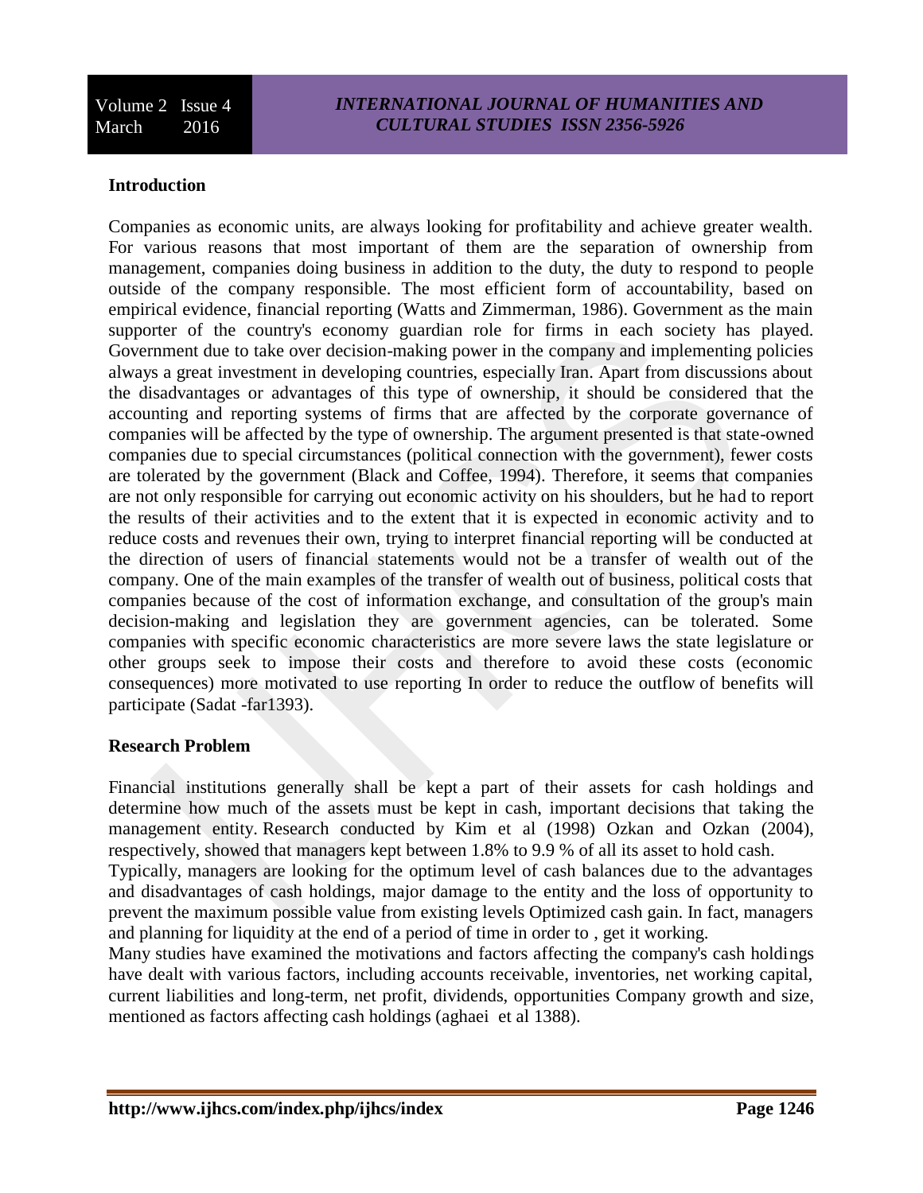## Introduction

Companies as economic units, are always looking for profitability and achieve greater wealth. For various reasons that most important of them are the separation of ownership from management, companies doing business in addition to the duty, the duty to respond to people outside of the company responsible. The most efficient form of accountability, based on empirical evidence, financial reporting (Watts and Zimmerman, 1986). Government as the main supporter of the country's economy guardian role for firms in each society has played. Government due to take over decision-making power in the company and implementing policies always a great investment in developing countries, especially Iran. Apart from discussions about the disadvantages or advantages of this type of ownership, it should be considered that the accounting and reporting systems of firms that are affected by the corporate governance of companies will be affected by the type of ownership. The argument presented is that state-owned companies due to special circumstances (political connection with the government), fewer costs are tolerated by the government (Black and Coffee, 1994). Therefore, it seems that companies are not only responsible for carrying out economic activity on his shoulders, but he had to report the results of their activities and to the extent that it is expected in economic activity and to reduce costs and revenues their own, trying to interpret financial reporting will be conducted at the direction of users of financial statements would not be a transfer of wealth out of the company. One of the main examples of the transfer of wealth out of business, political costs that companies because of the cost of information exchange, and consultation of the group's main decision-making and legislation they are government agencies, can be tolerated. Some companies with specific economic characteristics are more severe laws the state legislature or other groups seek to impose their costs and therefore to avoid these costs (economic consequences) more motivated to use reporting In order to reduce the outflow of benefits will participate (Sadat -far1393).

## Research Problem

Financial institutions generally shall be kept a part of their assets for cash holdings and determine how much of the assets must be kept in cash, important decisions that taking the management entity. Research conducted by Kim et al (1998) Ozkan and Ozkan (2004), respectively, showed that managers kept between 1.8% to 9.9 % of all its asset to hold cash.

Typically, managers are looking for the optimum level of cash balances due to the advantages and disadvantages of cash holdings, major damage to the entity and the loss of opportunity to prevent the maximum possible value from existing levels Optimized cash gain. In fact, managers and planning for liquidity at the end of a period of time in order to , get it working.

Many studies have examined the motivations and factors affecting the company's cash holdings have dealt with various factors, including accounts receivable, inventories, net working capital, current liabilities and long-term, net profit, dividends, opportunities Company growth and size, mentioned as factors affecting cash holdings (aghaei et al 1388).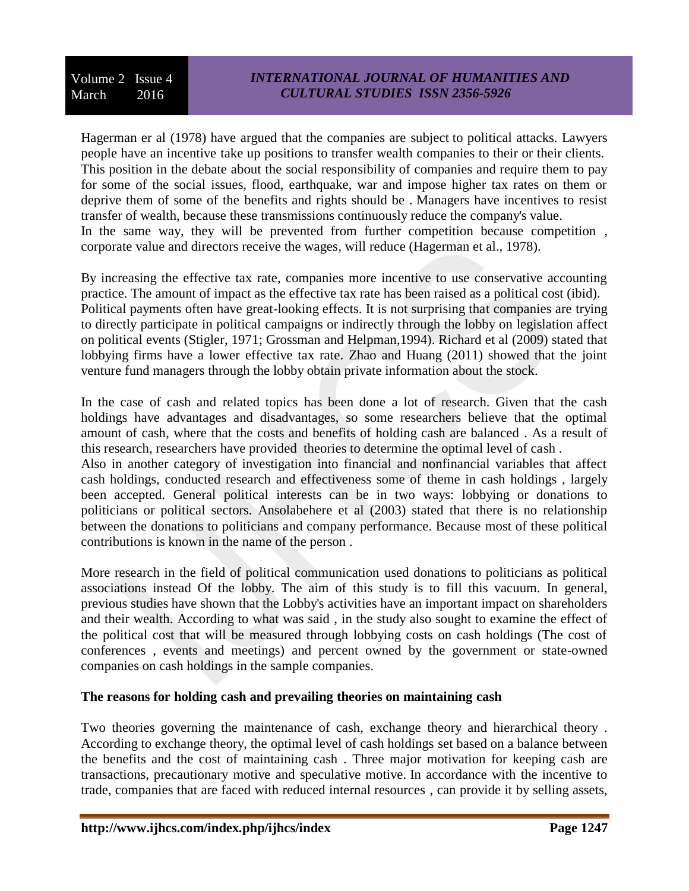Hagerman er al (1978) have argued that the companies are subject to political attacks. Lawyers people have an incentive take up positions to transfer wealth companies to their or their clients. This position in the debate about the social responsibility of companies and require them to pay for some of the social issues, flood, earthquake, war and impose higher tax rates on them or deprive them of some of the benefits and rights should be . Managers have incentives to resist transfer of wealth, because these transmissions continuously reduce the company's value.
In the same way, they will be prevented from further competition because competition , corporate value and directors receive the wages, will reduce (Hagerman et al., 1978).

By increasing the effective tax rate, companies more incentive to use conservative accounting practice. The amount of impact as the effective tax rate has been raised as a political cost (ibid).
Political payments often have great-looking effects. It is not surprising that companies are trying to directly participate in political campaigns or indirectly through the lobby on legislation affect on political events (Stigler, 1971; Grossman and Helpman,1994). Richard et al (2009) stated that lobbying firms have a lower effective tax rate. Zhao and Huang (2011) showed that the joint venture fund managers through the lobby obtain private information about the stock.

In the case of cash and related topics has been done a lot of research. Given that the cash holdings have advantages and disadvantages, so some researchers believe that the optimal amount of cash, where that the costs and benefits of holding cash are balanced . As a result of this research, researchers have provided theories to determine the optimal level of cash .
Also in another category of investigation into financial and nonfinancial variables that affect cash holdings, conducted research and effectiveness some of theme in cash holdings , largely been accepted. General political interests can be in two ways: lobbying or donations to politicians or political sectors. Ansolabehere et al (2003) stated that there is no relationship between the donations to politicians and company performance. Because most of these political contributions is known in the name of the person .

More research in the field of political communication used donations to politicians as political associations instead Of the lobby. The aim of this study is to fill this vacuum. In general, previous studies have shown that the Lobby's activities have an important impact on shareholders and their wealth. According to what was said , in the study also sought to examine the effect of the political cost that will be measured through lobbying costs on cash holdings (The cost of conferences , events and meetings) and percent owned by the government or state-owned companies on cash holdings in the sample companies.

**The reasons for holding cash and prevailing theories on maintaining cash**

Two theories governing the maintenance of cash, exchange theory and hierarchical theory . According to exchange theory, the optimal level of cash holdings set based on a balance between the benefits and the cost of maintaining cash . Three major motivation for keeping cash are transactions, precautionary motive and speculative motive. In accordance with the incentive to trade, companies that are faced with reduced internal resources , can provide it by selling assets,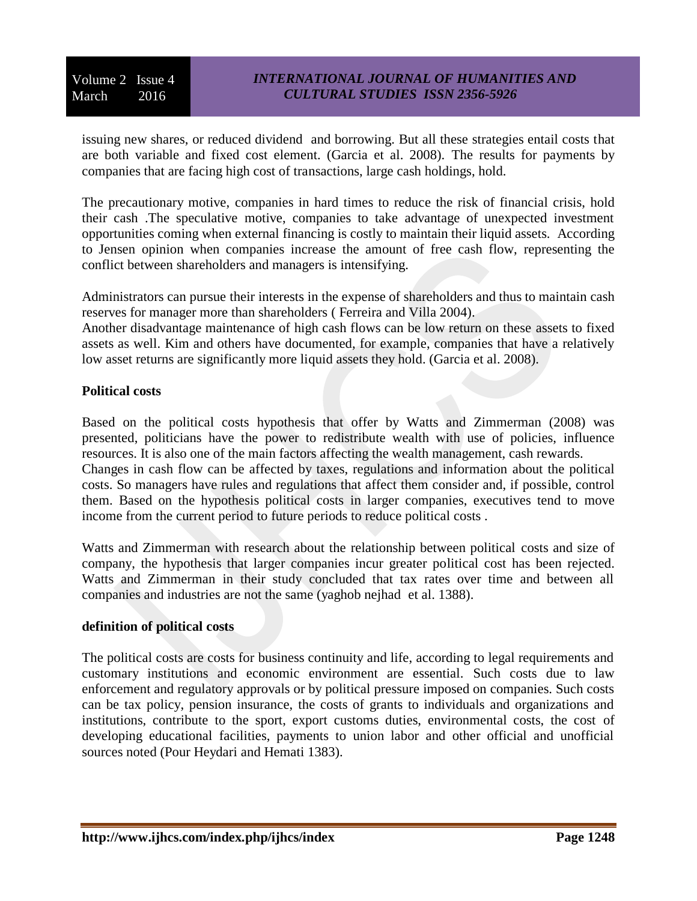issuing new shares, or reduced dividend and borrowing. But all these strategies entail costs that are both variable and fixed cost element. (Garcia et al. 2008). The results for payments by companies that are facing high cost of transactions, large cash holdings, hold.

The precautionary motive, companies in hard times to reduce the risk of financial crisis, hold their cash .The speculative motive, companies to take advantage of unexpected investment opportunities coming when external financing is costly to maintain their liquid assets. According to Jensen opinion when companies increase the amount of free cash flow, representing the conflict between shareholders and managers is intensifying.

Administrators can pursue their interests in the expense of shareholders and thus to maintain cash reserves for manager more than shareholders ( Ferreira and Villa 2004).
Another disadvantage maintenance of high cash flows can be low return on these assets to fixed assets as well. Kim and others have documented, for example, companies that have a relatively low asset returns are significantly more liquid assets they hold. (Garcia et al. 2008).

**Political costs**

Based on the political costs hypothesis that offer by Watts and Zimmerman (2008) was presented, politicians have the power to redistribute wealth with use of policies, influence resources. It is also one of the main factors affecting the wealth management, cash rewards.
Changes in cash flow can be affected by taxes, regulations and information about the political costs. So managers have rules and regulations that affect them consider and, if possible, control them. Based on the hypothesis political costs in larger companies, executives tend to move income from the current period to future periods to reduce political costs .

Watts and Zimmerman with research about the relationship between political costs and size of company, the hypothesis that larger companies incur greater political cost has been rejected. Watts and Zimmerman in their study concluded that tax rates over time and between all companies and industries are not the same (yaghob nejhad et al. 1388).

**definition of political costs**

The political costs are costs for business continuity and life, according to legal requirements and customary institutions and economic environment are essential. Such costs due to law enforcement and regulatory approvals or by political pressure imposed on companies. Such costs can be tax policy, pension insurance, the costs of grants to individuals and organizations and institutions, contribute to the sport, export customs duties, environmental costs, the cost of developing educational facilities, payments to union labor and other official and unofficial sources noted (Pour Heydari and Hemati 1383).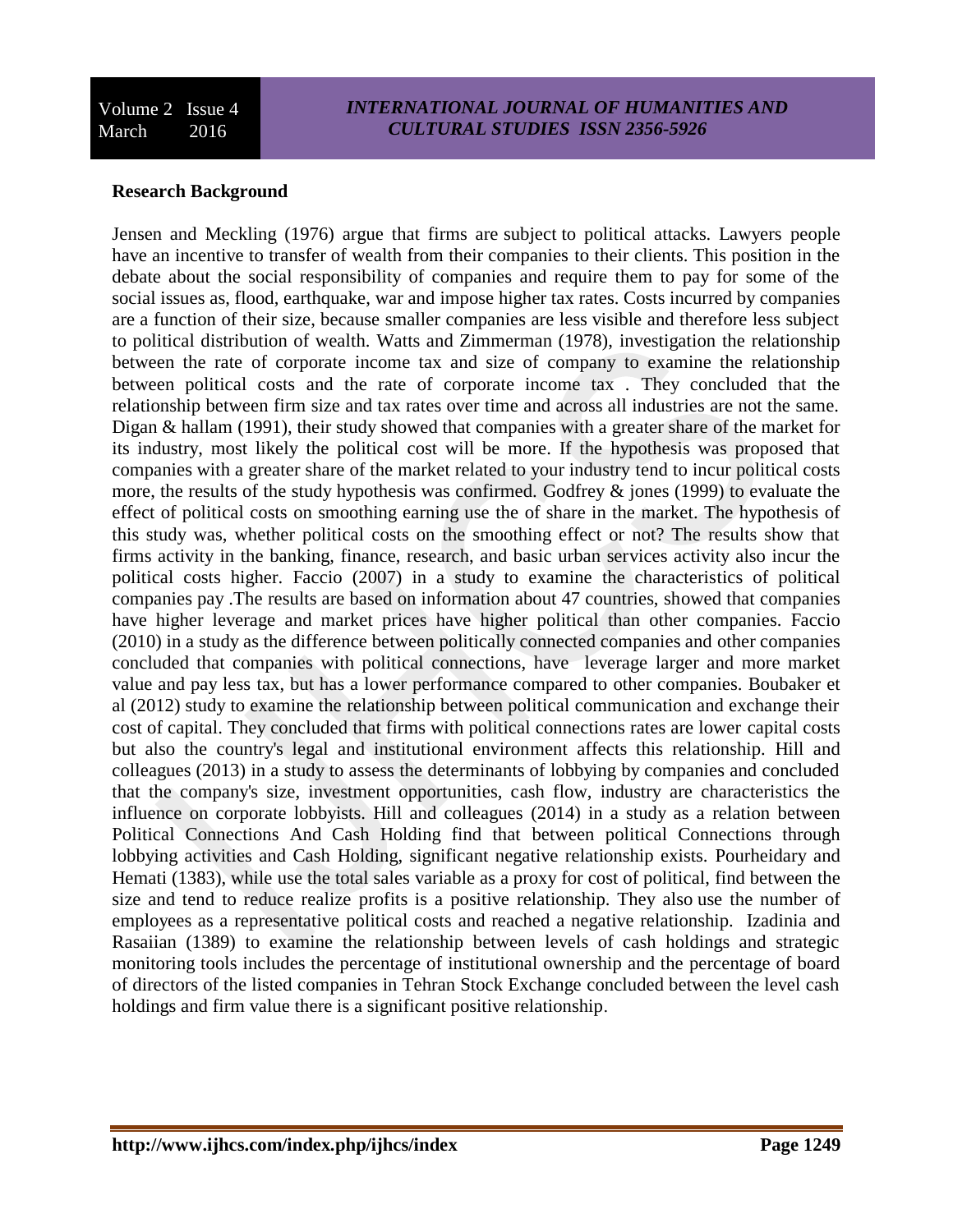**Research Background**

Jensen and Meckling (1976) argue that firms are subject to political attacks. Lawyers people have an incentive to transfer of wealth from their companies to their clients. This position in the debate about the social responsibility of companies and require them to pay for some of the social issues as, flood, earthquake, war and impose higher tax rates. Costs incurred by companies are a function of their size, because smaller companies are less visible and therefore less subject to political distribution of wealth. Watts and Zimmerman (1978), investigation the relationship between the rate of corporate income tax and size of company to examine the relationship between political costs and the rate of corporate income tax . They concluded that the relationship between firm size and tax rates over time and across all industries are not the same. Digan & hallam (1991), their study showed that companies with a greater share of the market for its industry, most likely the political cost will be more. If the hypothesis was proposed that companies with a greater share of the market related to your industry tend to incur political costs more, the results of the study hypothesis was confirmed. Godfrey & jones (1999) to evaluate the effect of political costs on smoothing earning use the of share in the market. The hypothesis of this study was, whether political costs on the smoothing effect or not? The results show that firms activity in the banking, finance, research, and basic urban services activity also incur the political costs higher. Faccio (2007) in a study to examine the characteristics of political companies pay .The results are based on information about 47 countries, showed that companies have higher leverage and market prices have higher political than other companies. Faccio (2010) in a study as the difference between politically connected companies and other companies concluded that companies with political connections, have leverage larger and more market value and pay less tax, but has a lower performance compared to other companies. Boubaker et al (2012) study to examine the relationship between political communication and exchange their cost of capital. They concluded that firms with political connections rates are lower capital costs but also the country's legal and institutional environment affects this relationship. Hill and colleagues (2013) in a study to assess the determinants of lobbying by companies and concluded that the company's size, investment opportunities, cash flow, industry are characteristics the influence on corporate lobbyists. Hill and colleagues (2014) in a study as a relation between Political Connections And Cash Holding find that between political Connections through lobbying activities and Cash Holding, significant negative relationship exists. Pourheidary and Hemati (1383), while use the total sales variable as a proxy for cost of political, find between the size and tend to reduce realize profits is a positive relationship. They also use the number of employees as a representative political costs and reached a negative relationship. Izadinia and Rasaiian (1389) to examine the relationship between levels of cash holdings and strategic monitoring tools includes the percentage of institutional ownership and the percentage of board of directors of the listed companies in Tehran Stock Exchange concluded between the level cash holdings and firm value there is a significant positive relationship.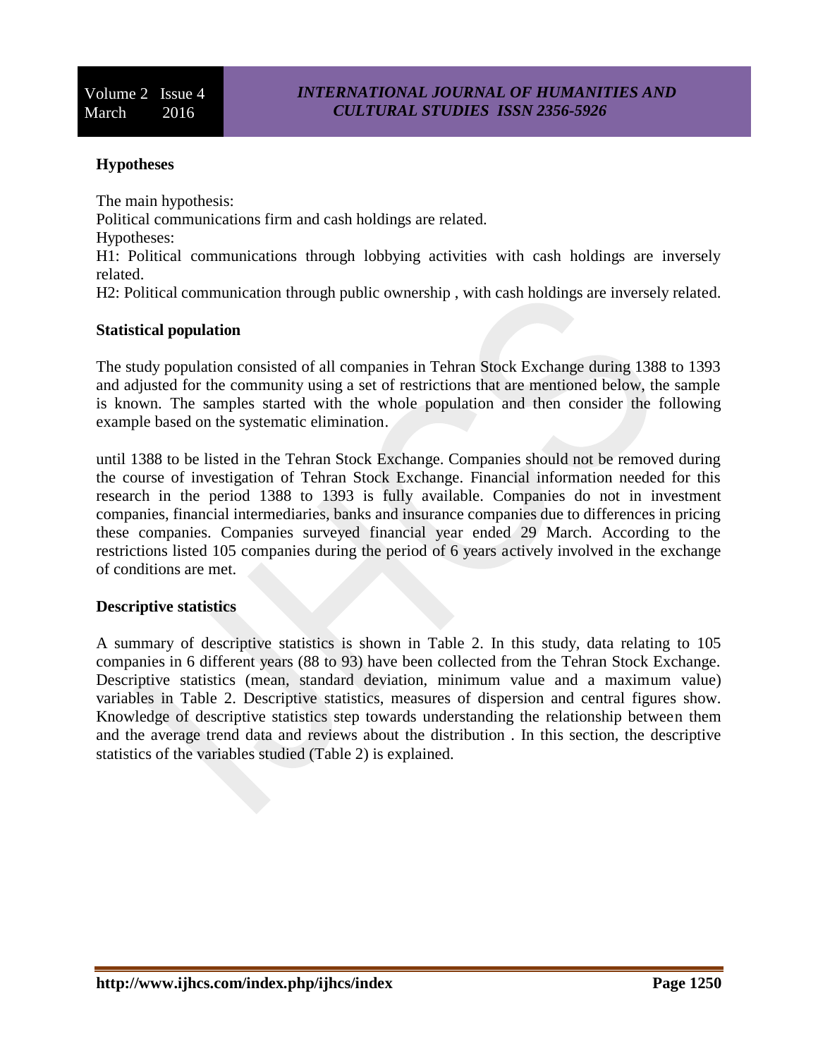### Hypotheses

The main hypothesis:

Political communications firm and cash holdings are related.

Hypotheses:

H1: Political communications through lobbying activities with cash holdings are inversely related.

H2: Political communication through public ownership , with cash holdings are inversely related.

### Statistical population

The study population consisted of all companies in Tehran Stock Exchange during 1388 to 1393 and adjusted for the community using a set of restrictions that are mentioned below, the sample is known. The samples started with the whole population and then consider the following example based on the systematic elimination.

until 1388 to be listed in the Tehran Stock Exchange. Companies should not be removed during the course of investigation of Tehran Stock Exchange. Financial information needed for this research in the period 1388 to 1393 is fully available. Companies do not in investment companies, financial intermediaries, banks and insurance companies due to differences in pricing these companies. Companies surveyed financial year ended 29 March. According to the restrictions listed 105 companies during the period of 6 years actively involved in the exchange of conditions are met.

### Descriptive statistics

A summary of descriptive statistics is shown in Table 2. In this study, data relating to 105 companies in 6 different years (88 to 93) have been collected from the Tehran Stock Exchange. Descriptive statistics (mean, standard deviation, minimum value and a maximum value) variables in Table 2. Descriptive statistics, measures of dispersion and central figures show. Knowledge of descriptive statistics step towards understanding the relationship between them and the average trend data and reviews about the distribution . In this section, the descriptive statistics of the variables studied (Table 2) is explained.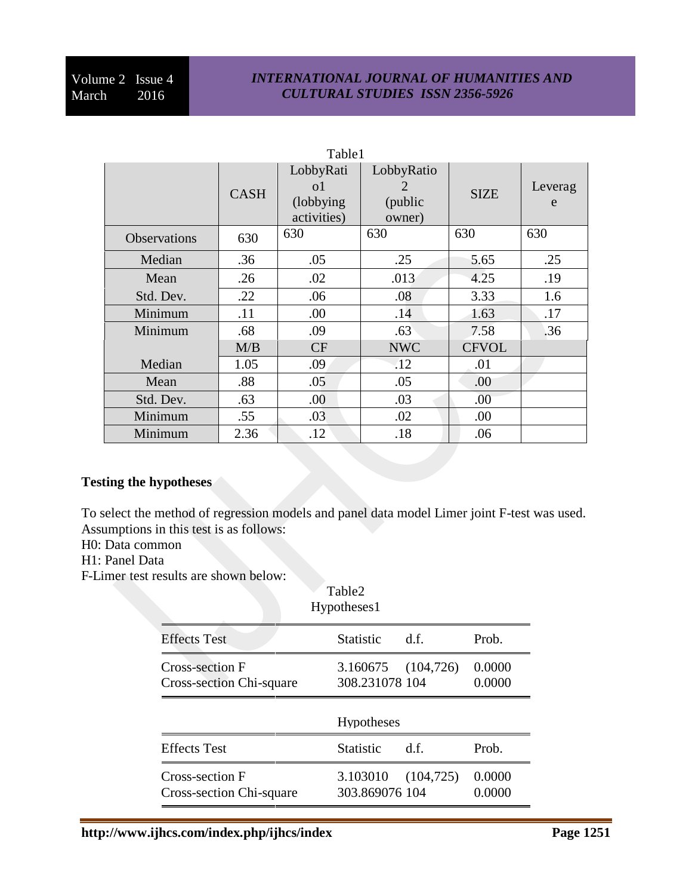Table1

| | CASH | LobbyRatio1 (lobbying activities) | LobbyRatio2 (public owner) | SIZE | Leverage |
|---|---|---|---|---|---|
| Observations | 630 | 630 | 630 | 630 | 630 |
| Median | .36 | .05 | .25 | 5.65 | .25 |
| Mean | .26 | .02 | .013 | 4.25 | .19 |
| Std. Dev. | .22 | .06 | .08 | 3.33 | 1.6 |
| Minimum | .11 | .00 | .14 | 1.63 | .17 |
| Minimum | .68 | .09 | .63 | 7.58 | .36 |
| | M/B | CF | NWC | CFVOL | |
| Median | 1.05 | .09 | .12 | .01 | |
| Mean | .88 | .05 | .05 | .00 | |
| Std. Dev. | .63 | .00 | .03 | .00 | |
| Minimum | .55 | .03 | .02 | .00 | |
| Minimum | 2.36 | .12 | .18 | .06 | |

**Testing the hypotheses**

To select the method of regression models and panel data model Limer joint F-test was used. Assumptions in this test is as follows:

H0: Data common

H1: Panel Data

F-Limer test results are shown below:

Table2

Hypotheses1

| Effects Test | Statistic | d.f. | Prob. |
|---|---|---|---|
| Cross-section F | 3.160675 | (104,726) | 0.0000 |
| Cross-section Chi-square | 308.231078 | 104 | 0.0000 |

Hypotheses

| Effects Test | Statistic | d.f. | Prob. |
|---|---|---|---|
| Cross-section F | 3.103010 | (104,725) | 0.0000 |
| Cross-section Chi-square | 303.869076 | 104 | 0.0000 |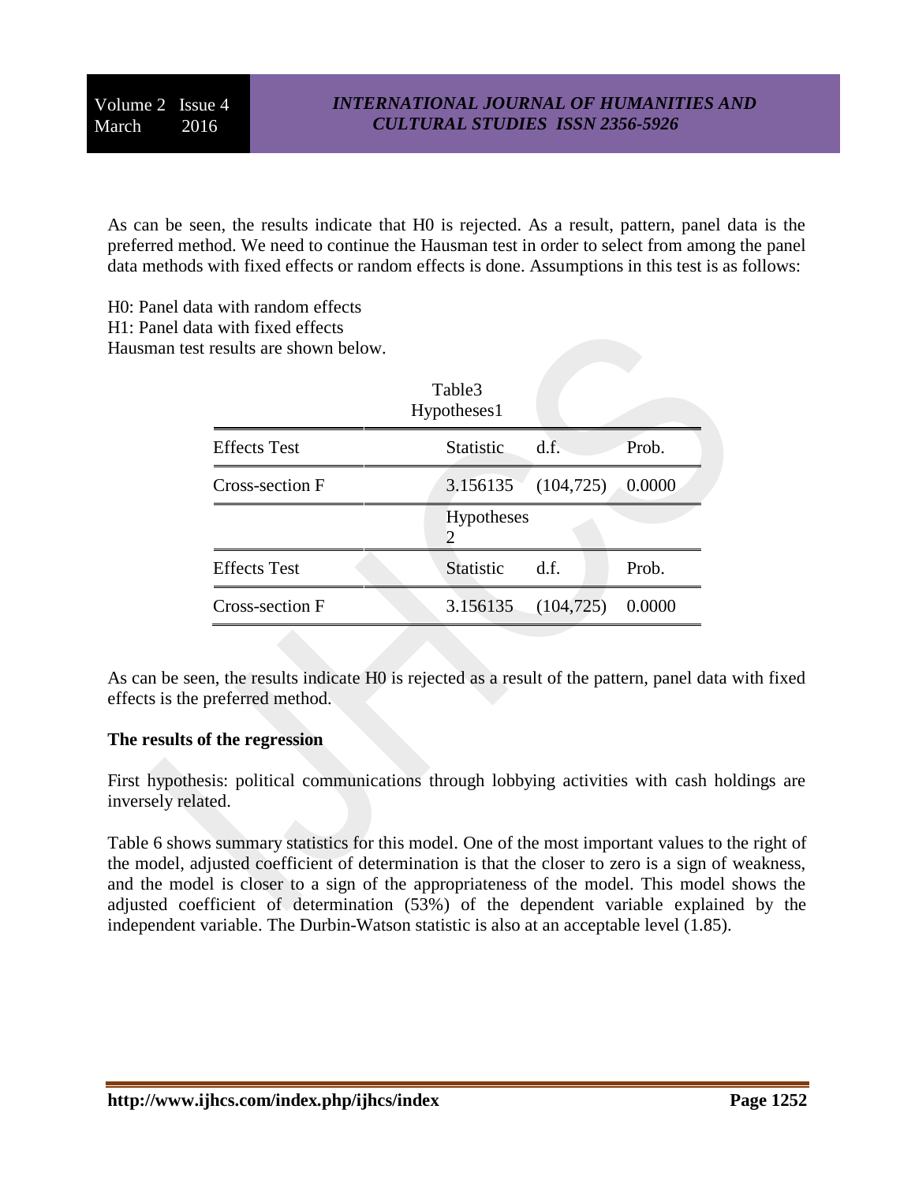As can be seen, the results indicate that H0 is rejected. As a result, pattern, panel data is the preferred method. We need to continue the Hausman test in order to select from among the panel data methods with fixed effects or random effects is done. Assumptions in this test is as follows:

H0: Panel data with random effects
H1: Panel data with fixed effects
Hausman test results are shown below.

Table3

| | Hypotheses1 | | |
|---|---|---|---|
| Effects Test | Statistic | d.f. | Prob. |
| Cross-section F | 3.156135 | (104,725) | 0.0000 |
| | Hypotheses 2 | | |
| Effects Test | Statistic | d.f. | Prob. |
| Cross-section F | 3.156135 | (104,725) | 0.0000 |

As can be seen, the results indicate H0 is rejected as a result of the pattern, panel data with fixed effects is the preferred method.

**The results of the regression**

First hypothesis: political communications through lobbying activities with cash holdings are inversely related.

Table 6 shows summary statistics for this model. One of the most important values to the right of the model, adjusted coefficient of determination is that the closer to zero is a sign of weakness, and the model is closer to a sign of the appropriateness of the model. This model shows the adjusted coefficient of determination (53%) of the dependent variable explained by the independent variable. The Durbin-Watson statistic is also at an acceptable level (1.85).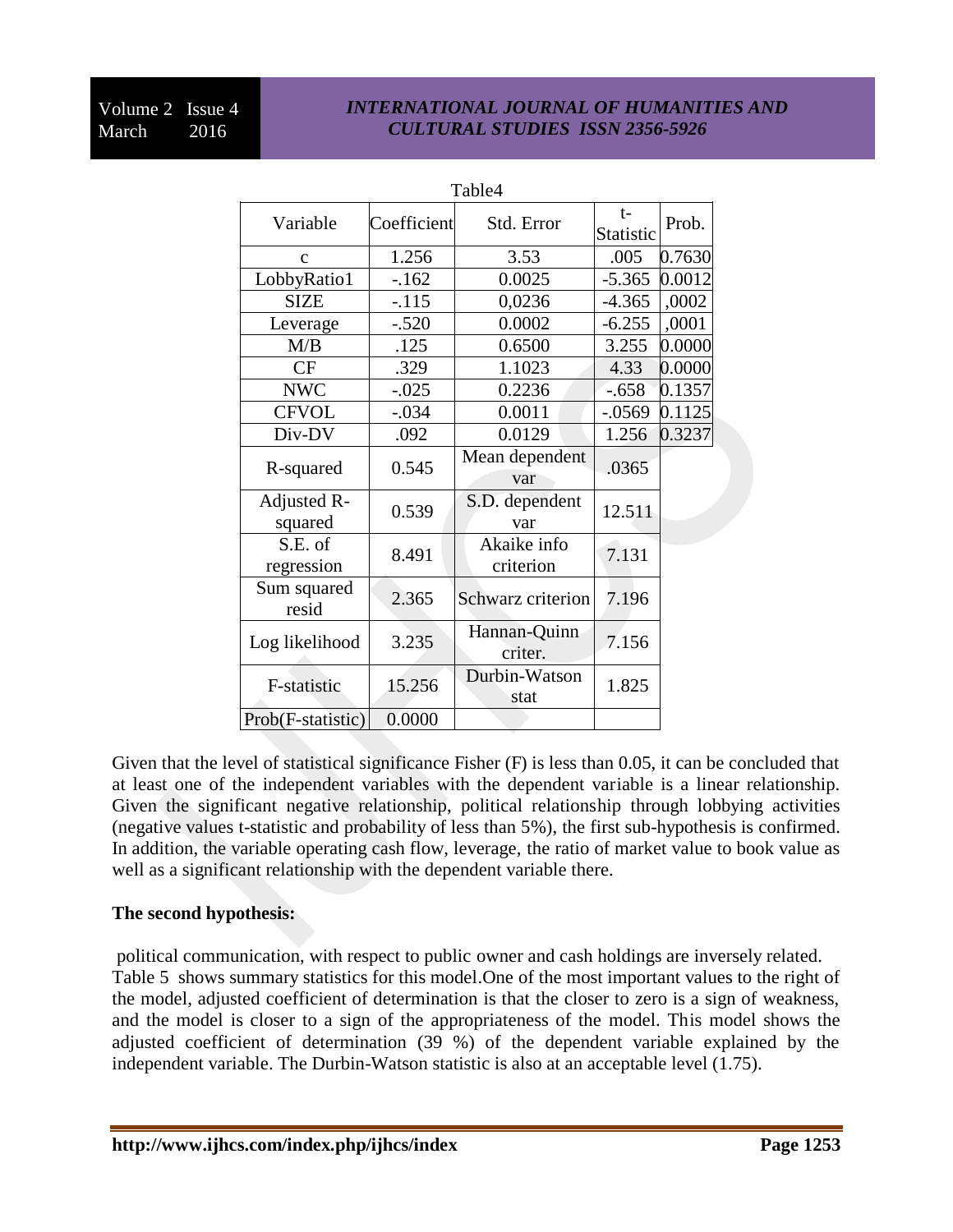Table4

| Variable | Coefficient | Std. Error | t-Statistic | Prob. |
|---|---|---|---|---|
| c | 1.256 | 3.53 | .005 | 0.7630 |
| LobbyRatio1 | -.162 | 0.0025 | -5.365 | 0.0012 |
| SIZE | -.115 | 0,0236 | -4.365 | ,0002 |
| Leverage | -.520 | 0.0002 | -6.255 | ,0001 |
| M/B | .125 | 0.6500 | 3.255 | 0.0000 |
| CF | .329 | 1.1023 | 4.33 | 0.0000 |
| NWC | -.025 | 0.2236 | -.658 | 0.1357 |
| CFVOL | -.034 | 0.0011 | -.0569 | 0.1125 |
| Div-DV | .092 | 0.0129 | 1.256 | 0.3237 |
| R-squared | 0.545 | Mean dependent var | .0365 | |
| Adjusted R-squared | 0.539 | S.D. dependent var | 12.511 | |
| S.E. of regression | 8.491 | Akaike info criterion | 7.131 | |
| Sum squared resid | 2.365 | Schwarz criterion | 7.196 | |
| Log likelihood | 3.235 | Hannan-Quinn criter. | 7.156 | |
| F-statistic | 15.256 | Durbin-Watson stat | 1.825 | |
| Prob(F-statistic) | 0.0000 | | | |

Given that the level of statistical significance Fisher (F) is less than 0.05, it can be concluded that at least one of the independent variables with the dependent variable is a linear relationship. Given the significant negative relationship, political relationship through lobbying activities (negative values t-statistic and probability of less than 5%), the first sub-hypothesis is confirmed. In addition, the variable operating cash flow, leverage, the ratio of market value to book value as well as a significant relationship with the dependent variable there.

**The second hypothesis:**

political communication, with respect to public owner and cash holdings are inversely related. Table 5 shows summary statistics for this model.One of the most important values to the right of the model, adjusted coefficient of determination is that the closer to zero is a sign of weakness, and the model is closer to a sign of the appropriateness of the model. This model shows the adjusted coefficient of determination (39 %) of the dependent variable explained by the independent variable. The Durbin-Watson statistic is also at an acceptable level (1.75).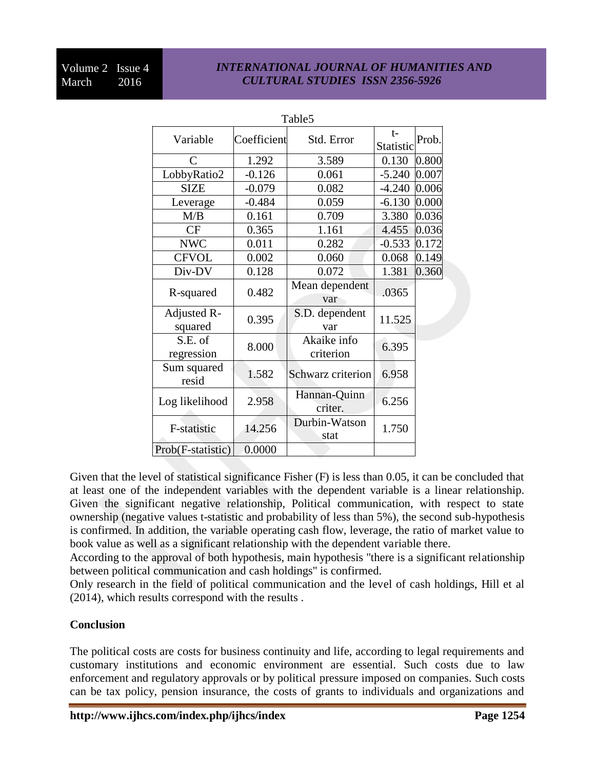Table5

| Variable | Coefficient | Std. Error | t-Statistic | Prob. |
|---|---|---|---|---|
| C | 1.292 | 3.589 | 0.130 | 0.800 |
| LobbyRatio2 | -0.126 | 0.061 | -5.240 | 0.007 |
| SIZE | -0.079 | 0.082 | -4.240 | 0.006 |
| Leverage | -0.484 | 0.059 | -6.130 | 0.000 |
| M/B | 0.161 | 0.709 | 3.380 | 0.036 |
| CF | 0.365 | 1.161 | 4.455 | 0.036 |
| NWC | 0.011 | 0.282 | -0.533 | 0.172 |
| CFVOL | 0.002 | 0.060 | 0.068 | 0.149 |
| Div-DV | 0.128 | 0.072 | 1.381 | 0.360 |
| R-squared | 0.482 | Mean dependent var | .0365 | |
| Adjusted R-squared | 0.395 | S.D. dependent var | 11.525 | |
| S.E. of regression | 8.000 | Akaike info criterion | 6.395 | |
| Sum squared resid | 1.582 | Schwarz criterion | 6.958 | |
| Log likelihood | 2.958 | Hannan-Quinn criter. | 6.256 | |
| F-statistic | 14.256 | Durbin-Watson stat | 1.750 | |
| Prob(F-statistic) | 0.0000 | | | |

Given that the level of statistical significance Fisher (F) is less than 0.05, it can be concluded that at least one of the independent variables with the dependent variable is a linear relationship. Given the significant negative relationship, Political communication, with respect to state ownership (negative values t-statistic and probability of less than 5%), the second sub-hypothesis is confirmed. In addition, the variable operating cash flow, leverage, the ratio of market value to book value as well as a significant relationship with the dependent variable there.

According to the approval of both hypothesis, main hypothesis "there is a significant relationship between political communication and cash holdings" is confirmed.

Only research in the field of political communication and the level of cash holdings, Hill et al (2014), which results correspond with the results .

## Conclusion

The political costs are costs for business continuity and life, according to legal requirements and customary institutions and economic environment are essential. Such costs due to law enforcement and regulatory approvals or by political pressure imposed on companies. Such costs can be tax policy, pension insurance, the costs of grants to individuals and organizations and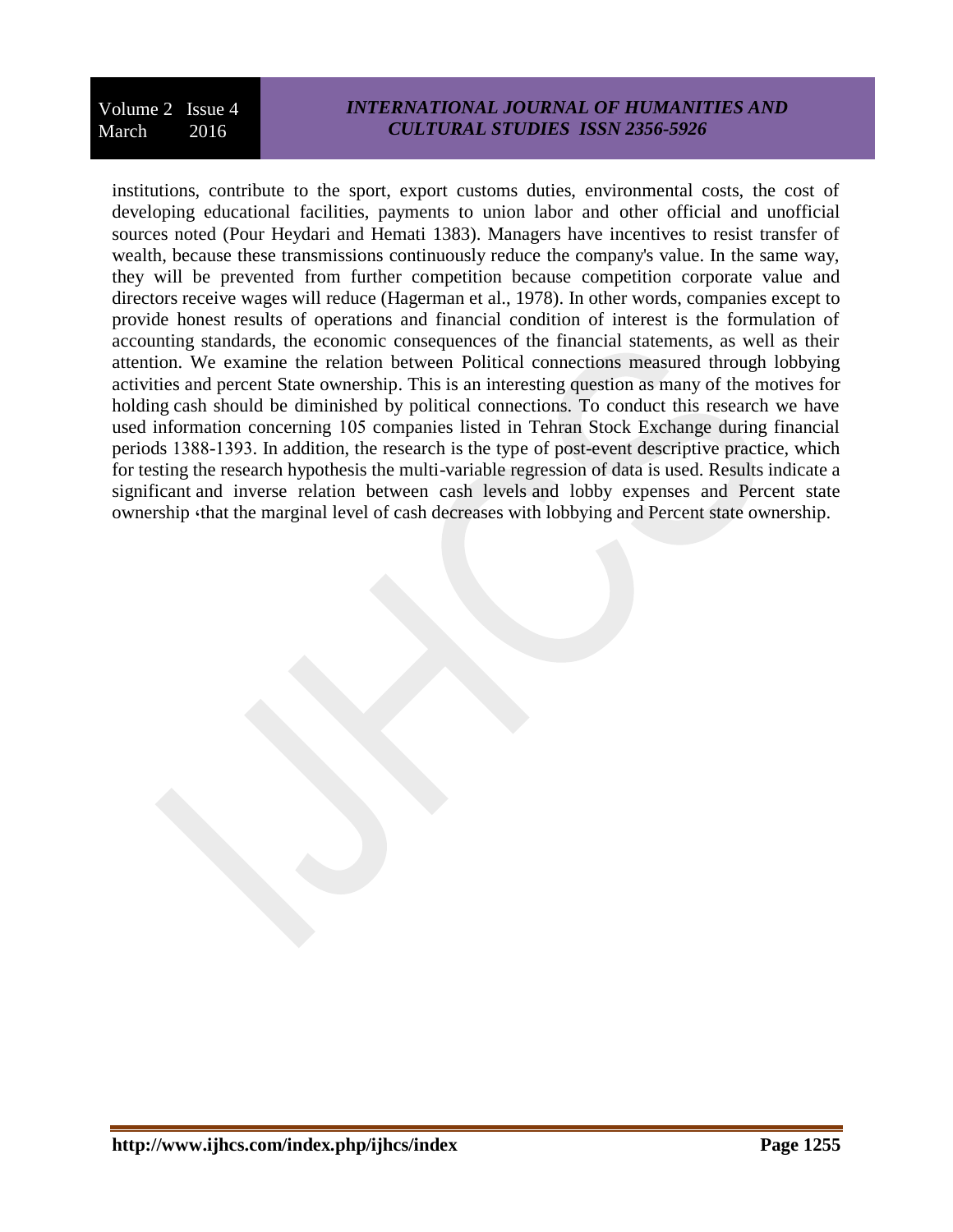institutions, contribute to the sport, export customs duties, environmental costs, the cost of developing educational facilities, payments to union labor and other official and unofficial sources noted (Pour Heydari and Hemati 1383). Managers have incentives to resist transfer of wealth, because these transmissions continuously reduce the company's value. In the same way, they will be prevented from further competition because competition corporate value and directors receive wages will reduce (Hagerman et al., 1978). In other words, companies except to provide honest results of operations and financial condition of interest is the formulation of accounting standards, the economic consequences of the financial statements, as well as their attention. We examine the relation between Political connections measured through lobbying activities and percent State ownership. This is an interesting question as many of the motives for holding cash should be diminished by political connections. To conduct this research we have used information concerning 105 companies listed in Tehran Stock Exchange during financial periods 1388-1393. In addition, the research is the type of post-event descriptive practice, which for testing the research hypothesis the multi-variable regression of data is used. Results indicate a significant and inverse relation between cash levels and lobby expenses and Percent state ownership ،that the marginal level of cash decreases with lobbying and Percent state ownership.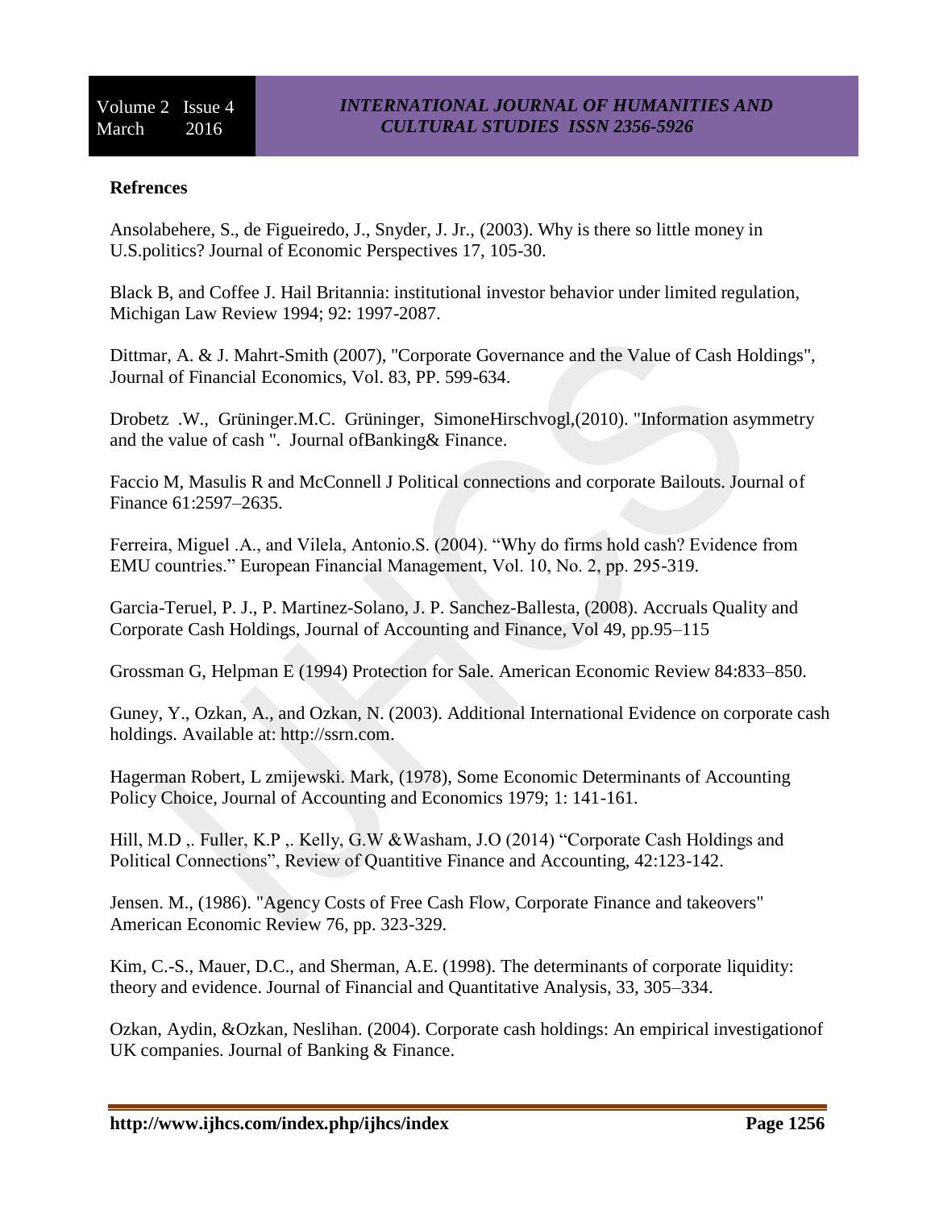**Refrences**

Ansolabehere, S., de Figueiredo, J., Snyder, J. Jr., (2003). Why is there so little money in U.S.politics? Journal of Economic Perspectives 17, 105-30.

Black B, and Coffee J. Hail Britannia: institutional investor behavior under limited regulation, Michigan Law Review 1994; 92: 1997-2087.

Dittmar, A. & J. Mahrt-Smith (2007), "Corporate Governance and the Value of Cash Holdings", Journal of Financial Economics, Vol. 83, PP. 599-634.

Drobetz .W., Grüninger.M.C. Grüninger, SimoneHirschvogl,(2010). "Information asymmetry and the value of cash ". Journal ofBanking& Finance.

Faccio M, Masulis R and McConnell J Political connections and corporate Bailouts. Journal of Finance 61:2597–2635.

Ferreira, Miguel .A., and Vilela, Antonio.S. (2004). "Why do firms hold cash? Evidence from EMU countries." European Financial Management, Vol. 10, No. 2, pp. 295-319.

Garcia-Teruel, P. J., P. Martinez-Solano, J. P. Sanchez-Ballesta, (2008). Accruals Quality and Corporate Cash Holdings, Journal of Accounting and Finance, Vol 49, pp.95–115

Grossman G, Helpman E (1994) Protection for Sale. American Economic Review 84:833–850.

Guney, Y., Ozkan, A., and Ozkan, N. (2003). Additional International Evidence on corporate cash holdings. Available at: http://ssrn.com.

Hagerman Robert, L zmijewski. Mark, (1978), Some Economic Determinants of Accounting Policy Choice, Journal of Accounting and Economics 1979; 1: 141-161.

Hill, M.D ,. Fuller, K.P ,. Kelly, G.W &Washam, J.O (2014) "Corporate Cash Holdings and Political Connections", Review of Quantitive Finance and Accounting, 42:123-142.

Jensen. M., (1986). "Agency Costs of Free Cash Flow, Corporate Finance and takeovers" American Economic Review 76, pp. 323-329.

Kim, C.-S., Mauer, D.C., and Sherman, A.E. (1998). The determinants of corporate liquidity: theory and evidence. Journal of Financial and Quantitative Analysis, 33, 305–334.

Ozkan, Aydin, &Ozkan, Neslihan. (2004). Corporate cash holdings: An empirical investigationof UK companies. Journal of Banking & Finance.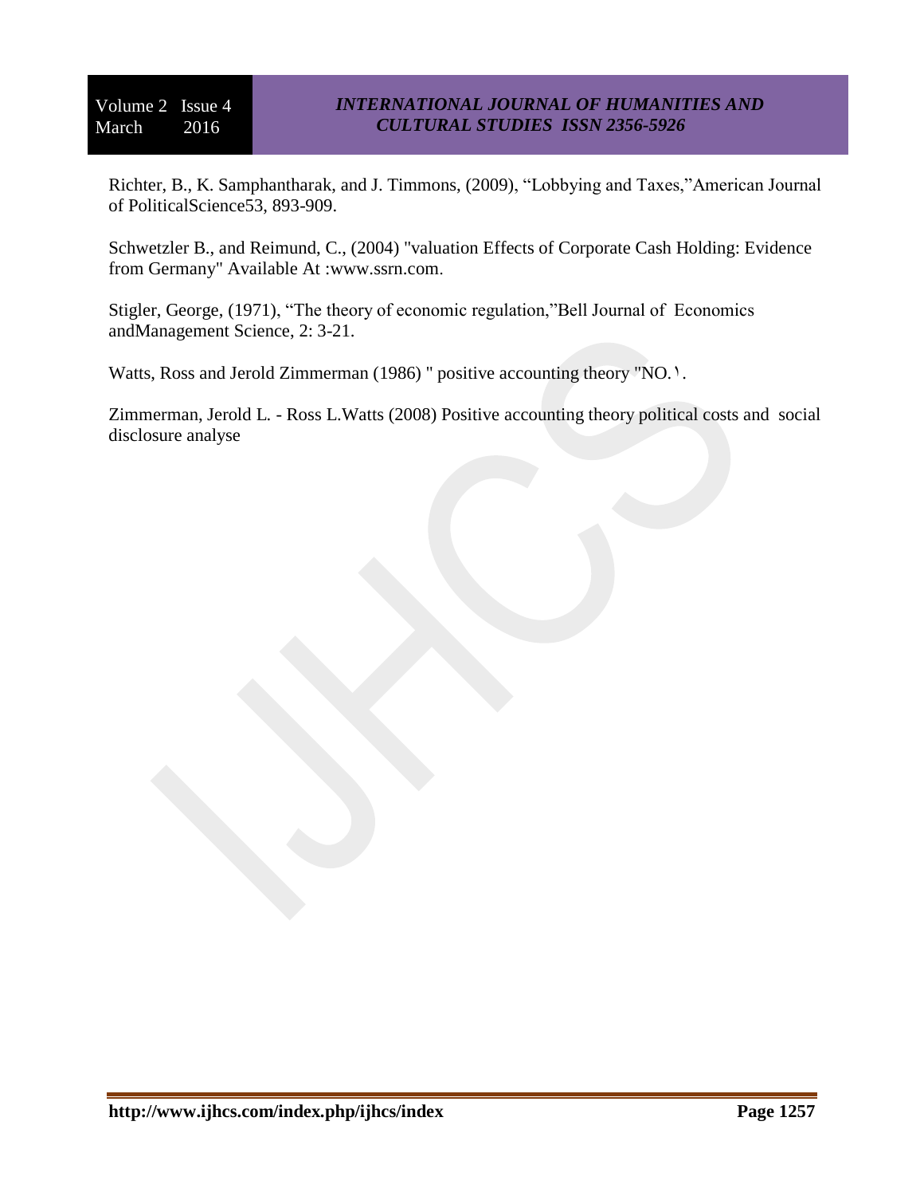Richter, B., K. Samphantharak, and J. Timmons, (2009), "Lobbying and Taxes,"American Journal of PoliticalScience53, 893-909.

Schwetzler B., and Reimund, C., (2004) "valuation Effects of Corporate Cash Holding: Evidence from Germany" Available At :www.ssrn.com.

Stigler, George, (1971), "The theory of economic regulation,"Bell Journal of Economics andManagement Science, 2: 3-21.

Watts, Ross and Jerold Zimmerman (1986) " positive accounting theory "NO.١.

Zimmerman, Jerold L. - Ross L.Watts (2008) Positive accounting theory political costs and social disclosure analyse